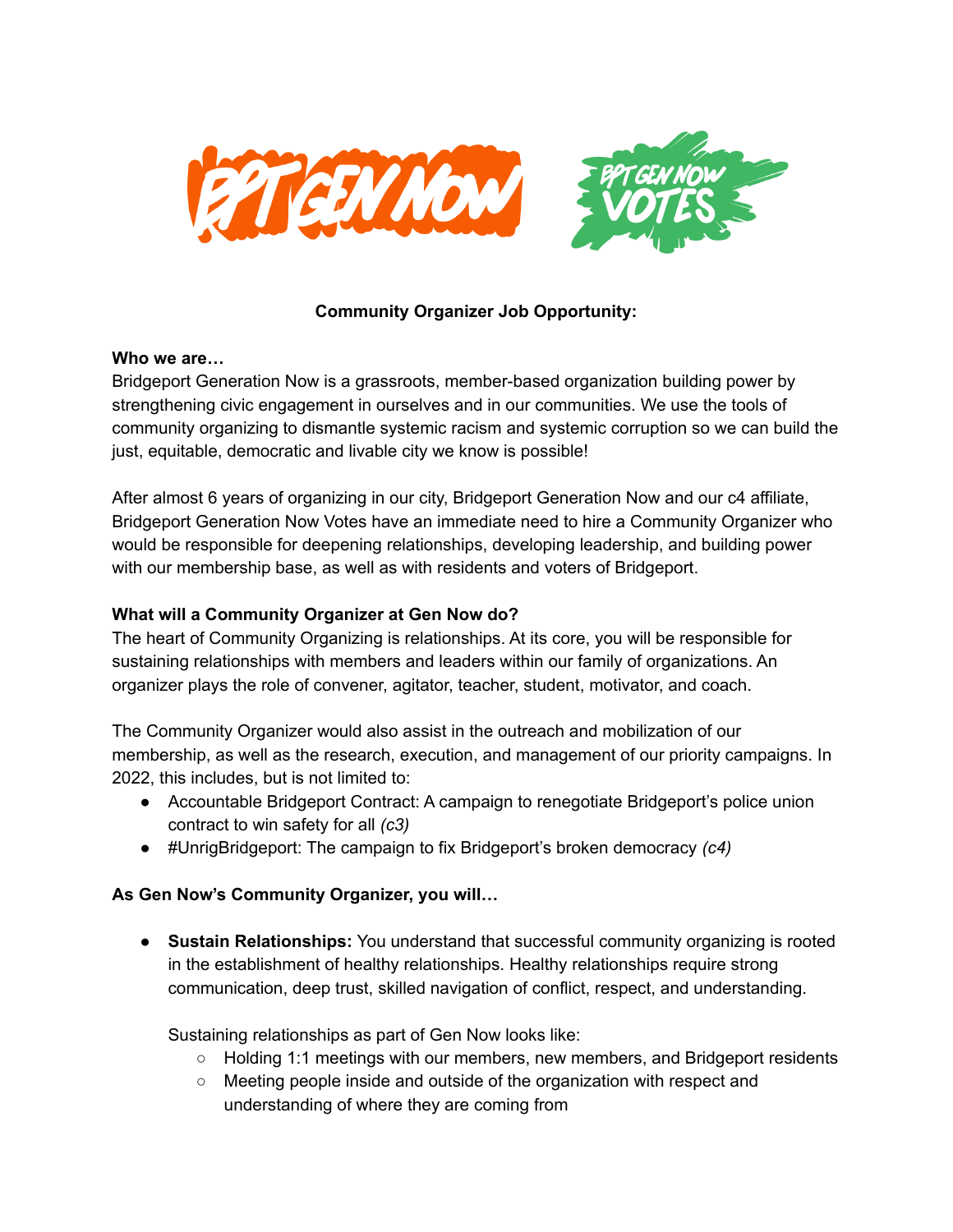**Community Organizer Job Opportunity:**

**Who we are…**

Bridgeport Generation Now is a grassroots, member-based organization building power by strengthening civic engagement in ourselves and in our communities. We use the tools of community organizing to dismantle systemic racism and systemic corruption so we can build the just, equitable, democratic and livable city we know is possible!

After almost 6 years of organizing in our city, Bridgeport Generation Now and our c4 affiliate, Bridgeport Generation Now Votes have an immediate need to hire a Community Organizer who would be responsible for deepening relationships, developing leadership, and building power with our membership base, as well as with residents and voters of Bridgeport.

**What will a Community Organizer at Gen Now do?**

The heart of Community Organizing is relationships. At its core, you will be responsible for sustaining relationships with members and leaders within our family of organizations. An organizer plays the role of convener, agitator, teacher, student, motivator, and coach.

The Community Organizer would also assist in the outreach and mobilization of our membership, as well as the research, execution, and management of our priority campaigns. In 2022, this includes, but is not limited to:

- Accountable Bridgeport Contract: A campaign to renegotiate Bridgeport's police union contract to win safety for all *(c3)*
- #UnrigBridgeport: The campaign to fix Bridgeport's broken democracy *(c4)*

**As Gen Now's Community Organizer, you will…**

- **Sustain Relationships:** You understand that successful community organizing is rooted in the establishment of healthy relationships. Healthy relationships require strong communication, deep trust, skilled navigation of conflict, respect, and understanding.

  Sustaining relationships as part of Gen Now looks like:
  - Holding 1:1 meetings with our members, new members, and Bridgeport residents
  - Meeting people inside and outside of the organization with respect and understanding of where they are coming from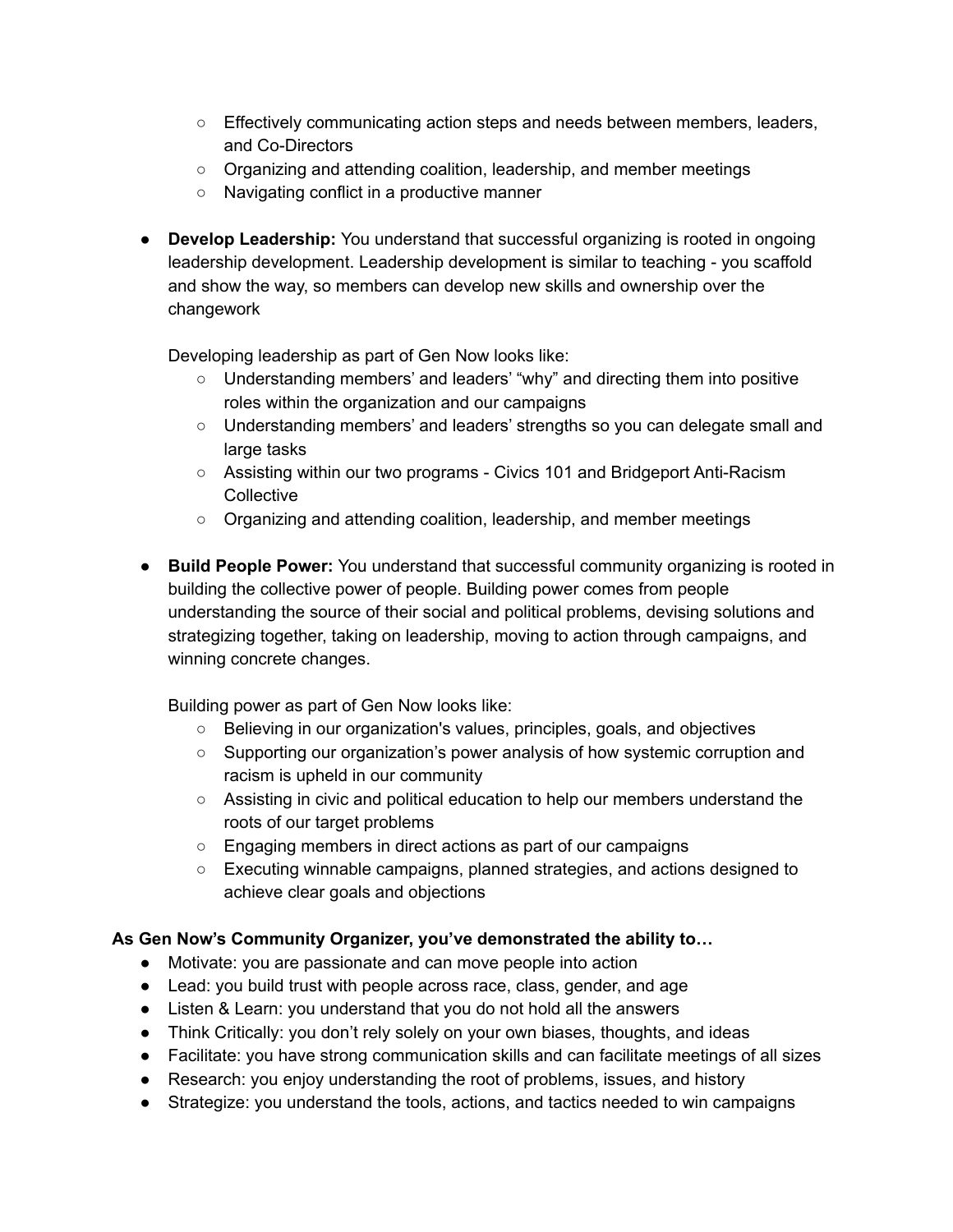- Effectively communicating action steps and needs between members, leaders, and Co-Directors
  - Organizing and attending coalition, leadership, and member meetings
  - Navigating conflict in a productive manner

- **Develop Leadership:** You understand that successful organizing is rooted in ongoing leadership development. Leadership development is similar to teaching - you scaffold and show the way, so members can develop new skills and ownership over the changework

  Developing leadership as part of Gen Now looks like:
  - Understanding members' and leaders' "why" and directing them into positive roles within the organization and our campaigns
  - Understanding members' and leaders' strengths so you can delegate small and large tasks
  - Assisting within our two programs - Civics 101 and Bridgeport Anti-Racism Collective
  - Organizing and attending coalition, leadership, and member meetings

- **Build People Power:** You understand that successful community organizing is rooted in building the collective power of people. Building power comes from people understanding the source of their social and political problems, devising solutions and strategizing together, taking on leadership, moving to action through campaigns, and winning concrete changes.

  Building power as part of Gen Now looks like:
  - Believing in our organization's values, principles, goals, and objectives
  - Supporting our organization's power analysis of how systemic corruption and racism is upheld in our community
  - Assisting in civic and political education to help our members understand the roots of our target problems
  - Engaging members in direct actions as part of our campaigns
  - Executing winnable campaigns, planned strategies, and actions designed to achieve clear goals and objections

**As Gen Now's Community Organizer, you've demonstrated the ability to…**

- Motivate: you are passionate and can move people into action
- Lead: you build trust with people across race, class, gender, and age
- Listen & Learn: you understand that you do not hold all the answers
- Think Critically: you don't rely solely on your own biases, thoughts, and ideas
- Facilitate: you have strong communication skills and can facilitate meetings of all sizes
- Research: you enjoy understanding the root of problems, issues, and history
- Strategize: you understand the tools, actions, and tactics needed to win campaigns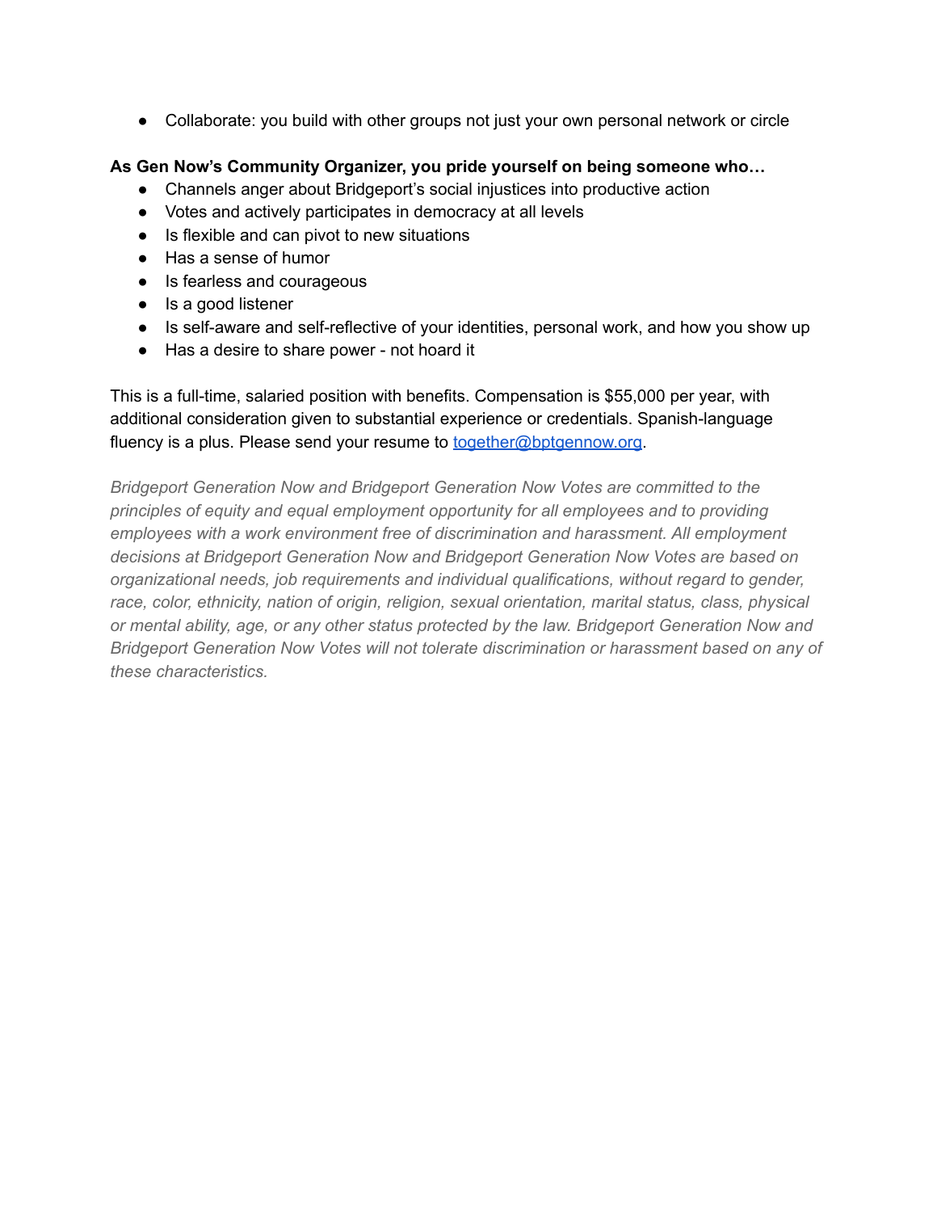- Collaborate: you build with other groups not just your own personal network or circle

**As Gen Now's Community Organizer, you pride yourself on being someone who…**

- Channels anger about Bridgeport's social injustices into productive action
- Votes and actively participates in democracy at all levels
- Is flexible and can pivot to new situations
- Has a sense of humor
- Is fearless and courageous
- Is a good listener
- Is self-aware and self-reflective of your identities, personal work, and how you show up
- Has a desire to share power - not hoard it

This is a full-time, salaried position with benefits. Compensation is $55,000 per year, with additional consideration given to substantial experience or credentials. Spanish-language fluency is a plus. Please send your resume to [together@bptgennow.org](mailto:together@bptgennow.org).

*Bridgeport Generation Now and Bridgeport Generation Now Votes are committed to the principles of equity and equal employment opportunity for all employees and to providing employees with a work environment free of discrimination and harassment. All employment decisions at Bridgeport Generation Now and Bridgeport Generation Now Votes are based on organizational needs, job requirements and individual qualifications, without regard to gender, race, color, ethnicity, nation of origin, religion, sexual orientation, marital status, class, physical or mental ability, age, or any other status protected by the law. Bridgeport Generation Now and Bridgeport Generation Now Votes will not tolerate discrimination or harassment based on any of these characteristics.*